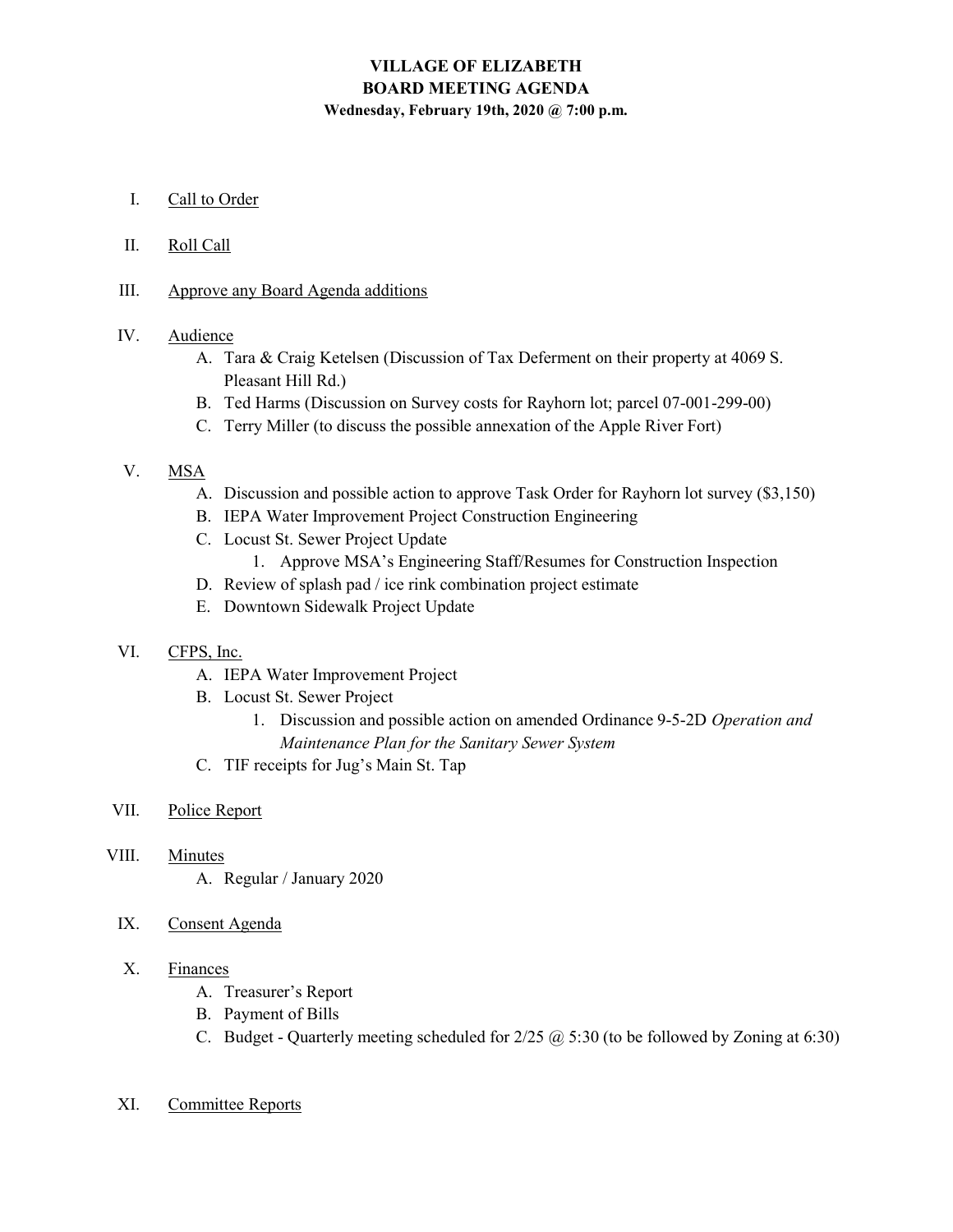# VILLAGE OF ELIZABETH
## BOARD MEETING AGENDA
**Wednesday, February 19th, 2020 @ 7:00 p.m.**

I. Call to Order

II. Roll Call

III. Approve any Board Agenda additions

IV. Audience
   - A. Tara & Craig Ketelsen (Discussion of Tax Deferment on their property at 4069 S. Pleasant Hill Rd.)
   - B. Ted Harms (Discussion on Survey costs for Rayhorn lot; parcel 07-001-299-00)
   - C. Terry Miller (to discuss the possible annexation of the Apple River Fort)

V. MSA
   - A. Discussion and possible action to approve Task Order for Rayhorn lot survey ($3,150)
   - B. IEPA Water Improvement Project Construction Engineering
   - C. Locust St. Sewer Project Update
     1. Approve MSA's Engineering Staff/Resumes for Construction Inspection
   - D. Review of splash pad / ice rink combination project estimate
   - E. Downtown Sidewalk Project Update

VI. CFPS, Inc.
   - A. IEPA Water Improvement Project
   - B. Locust St. Sewer Project
     1. Discussion and possible action on amended Ordinance 9-5-2D *Operation and Maintenance Plan for the Sanitary Sewer System*
   - C. TIF receipts for Jug's Main St. Tap

VII. Police Report

VIII. Minutes
   - A. Regular / January 2020

IX. Consent Agenda

X. Finances
   - A. Treasurer's Report
   - B. Payment of Bills
   - C. Budget - Quarterly meeting scheduled for 2/25 @ 5:30 (to be followed by Zoning at 6:30)

XI. Committee Reports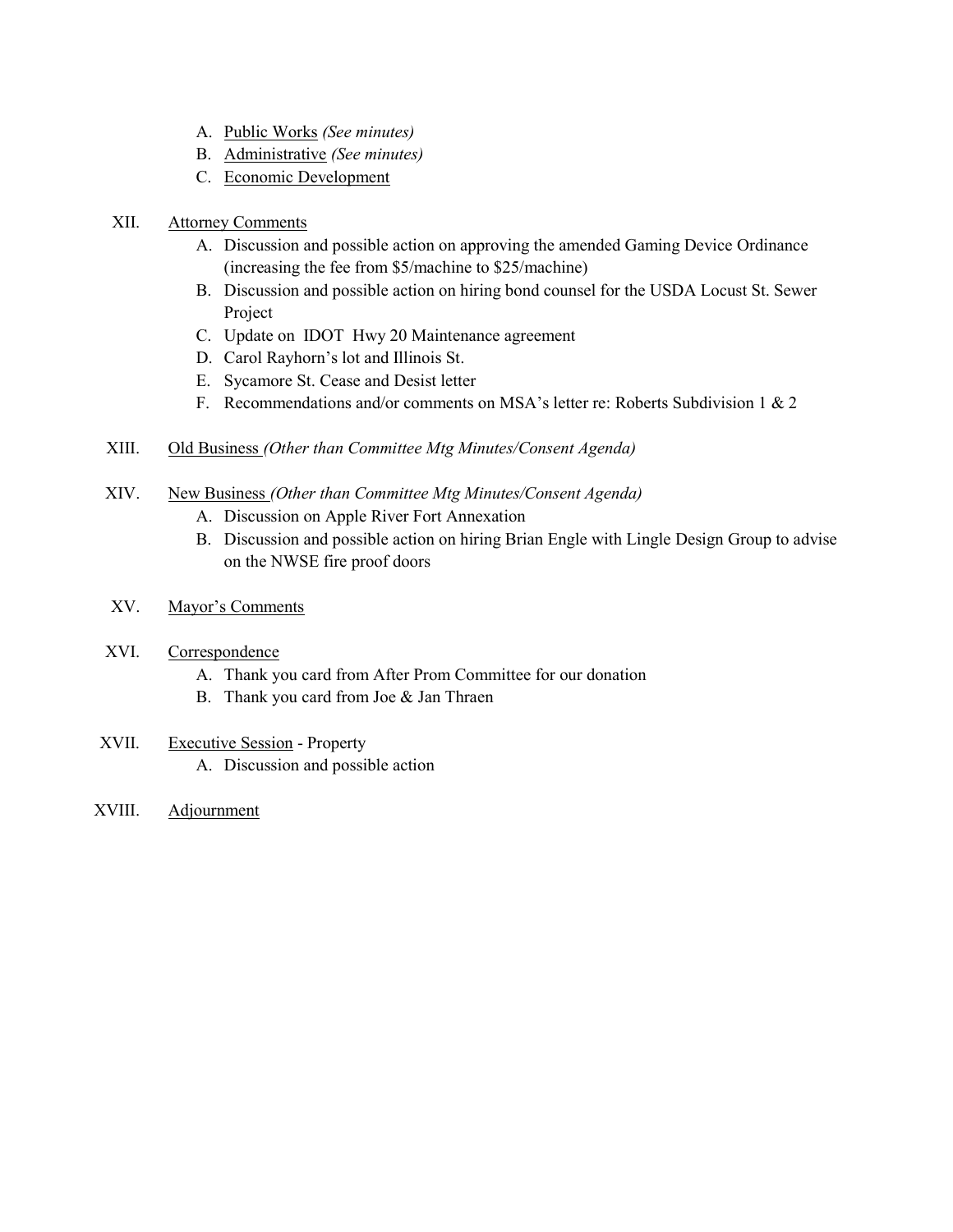A. Public Works *(See minutes)*
   B. Administrative *(See minutes)*
   C. Economic Development

XII. Attorney Comments
   A. Discussion and possible action on approving the amended Gaming Device Ordinance (increasing the fee from $5/machine to $25/machine)
   B. Discussion and possible action on hiring bond counsel for the USDA Locust St. Sewer Project
   C. Update on IDOT Hwy 20 Maintenance agreement
   D. Carol Rayhorn's lot and Illinois St.
   E. Sycamore St. Cease and Desist letter
   F. Recommendations and/or comments on MSA's letter re: Roberts Subdivision 1 & 2

XIII. Old Business *(Other than Committee Mtg Minutes/Consent Agenda)*

XIV. New Business *(Other than Committee Mtg Minutes/Consent Agenda)*
   A. Discussion on Apple River Fort Annexation
   B. Discussion and possible action on hiring Brian Engle with Lingle Design Group to advise on the NWSE fire proof doors

XV. Mayor's Comments

XVI. Correspondence
   A. Thank you card from After Prom Committee for our donation
   B. Thank you card from Joe & Jan Thraen

XVII. Executive Session - Property
   A. Discussion and possible action

XVIII. Adjournment